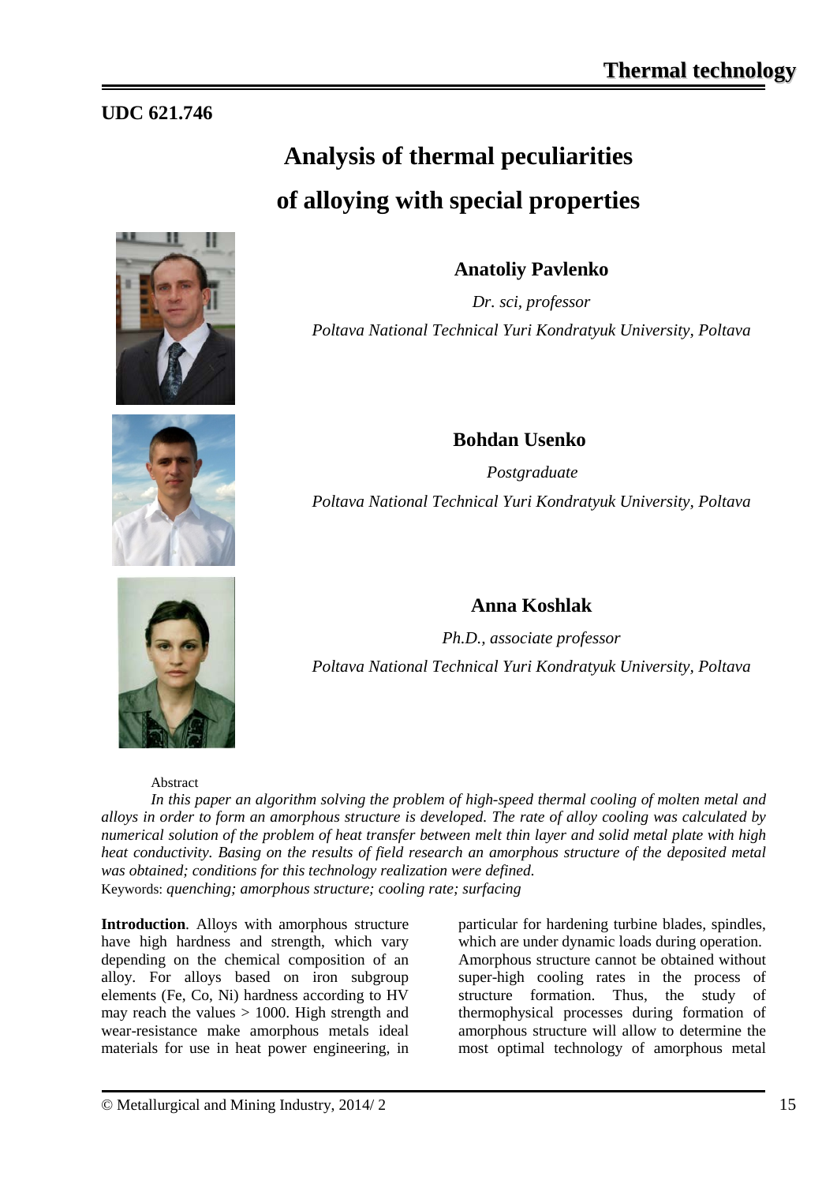UDC 621.746

# Analysis of thermal peculiarities of alloying with special properties

**Anatoliy Pavlenko**

*Dr. sci, professor*

*Poltava National Technical Yuri Kondratyuk University, Poltava*

**Bohdan Usenko**

*Postgraduate*

*Poltava National Technical Yuri Kondratyuk University, Poltava*

**Anna Koshlak**

*Ph.D., associate professor*

*Poltava National Technical Yuri Kondratyuk University, Poltava*

Abstract

*In this paper an algorithm solving the problem of high-speed thermal cooling of molten metal and alloys in order to form an amorphous structure is developed. The rate of alloy cooling was calculated by numerical solution of the problem of heat transfer between melt thin layer and solid metal plate with high heat conductivity. Basing on the results of field research an amorphous structure of the deposited metal was obtained; conditions for this technology realization were defined.*

Keywords: *quenching; amorphous structure; cooling rate; surfacing*

**Introduction**. Alloys with amorphous structure have high hardness and strength, which vary depending on the chemical composition of an alloy. For alloys based on iron subgroup elements (Fe, Co, Ni) hardness according to HV may reach the values > 1000. High strength and wear-resistance make amorphous metals ideal materials for use in heat power engineering, in particular for hardening turbine blades, spindles, which are under dynamic loads during operation. Amorphous structure cannot be obtained without super-high cooling rates in the process of structure formation. Thus, the study of thermophysical processes during formation of amorphous structure will allow to determine the most optimal technology of amorphous metal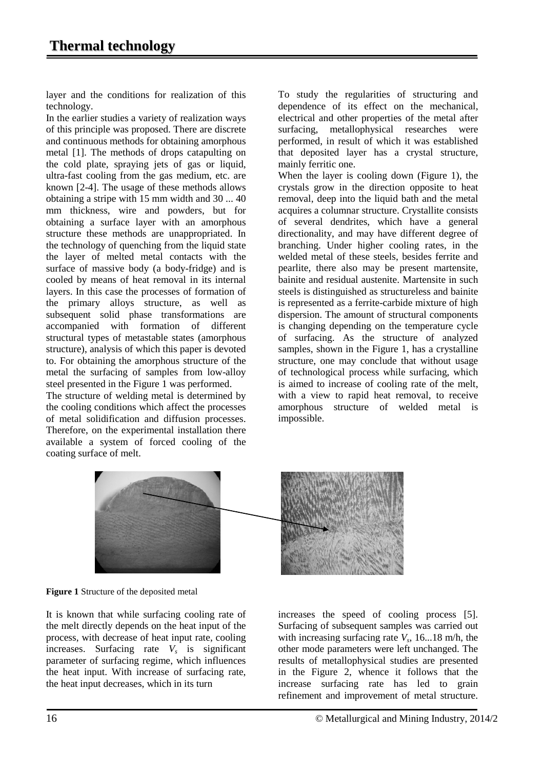layer and the conditions for realization of this technology.

In the earlier studies a variety of realization ways of this principle was proposed. There are discrete and continuous methods for obtaining amorphous metal [1]. The methods of drops catapulting on the cold plate, spraying jets of gas or liquid, ultra-fast cooling from the gas medium, etc. are known [2-4]. The usage of these methods allows obtaining a stripe with 15 mm width and 30 ... 40 mm thickness, wire and powders, but for obtaining a surface layer with an amorphous structure these methods are unappropriated. In the technology of quenching from the liquid state the layer of melted metal contacts with the surface of massive body (a body-fridge) and is cooled by means of heat removal in its internal layers. In this case the processes of formation of the primary alloys structure, as well as subsequent solid phase transformations are accompanied with formation of different structural types of metastable states (amorphous structure), analysis of which this paper is devoted to. For obtaining the amorphous structure of the metal the surfacing of samples from low-alloy steel presented in the Figure 1 was performed.

The structure of welding metal is determined by the cooling conditions which affect the processes of metal solidification and diffusion processes. Therefore, on the experimental installation there available a system of forced cooling of the coating surface of melt.

To study the regularities of structuring and dependence of its effect on the mechanical, electrical and other properties of the metal after surfacing, metallophysical researches were performed, in result of which it was established that deposited layer has a crystal structure, mainly ferritic one.

When the layer is cooling down (Figure 1), the crystals grow in the direction opposite to heat removal, deep into the liquid bath and the metal acquires a columnar structure. Crystallite consists of several dendrites, which have a general directionality, and may have different degree of branching. Under higher cooling rates, in the welded metal of these steels, besides ferrite and pearlite, there also may be present martensite, bainite and residual austenite. Martensite in such steels is distinguished as structureless and bainite is represented as a ferrite-carbide mixture of high dispersion. The amount of structural components is changing depending on the temperature cycle of surfacing. As the structure of analyzed samples, shown in the Figure 1, has a crystalline structure, one may conclude that without usage of technological process while surfacing, which is aimed to increase of cooling rate of the melt, with a view to rapid heat removal, to receive amorphous structure of welded metal is impossible.

**Figure 1** Structure of the deposited metal

It is known that while surfacing cooling rate of the melt directly depends on the heat input of the process, with decrease of heat input rate, cooling increases. Surfacing rate $V_s$ is significant parameter of surfacing regime, which influences the heat input. With increase of surfacing rate, the heat input decreases, which in its turn increases the speed of cooling process [5]. Surfacing of subsequent samples was carried out with increasing surfacing rate $V_s$, 16...18 m/h, the other mode parameters were left unchanged. The results of metallophysical studies are presented in the Figure 2, whence it follows that the increase surfacing rate has led to grain refinement and improvement of metal structure.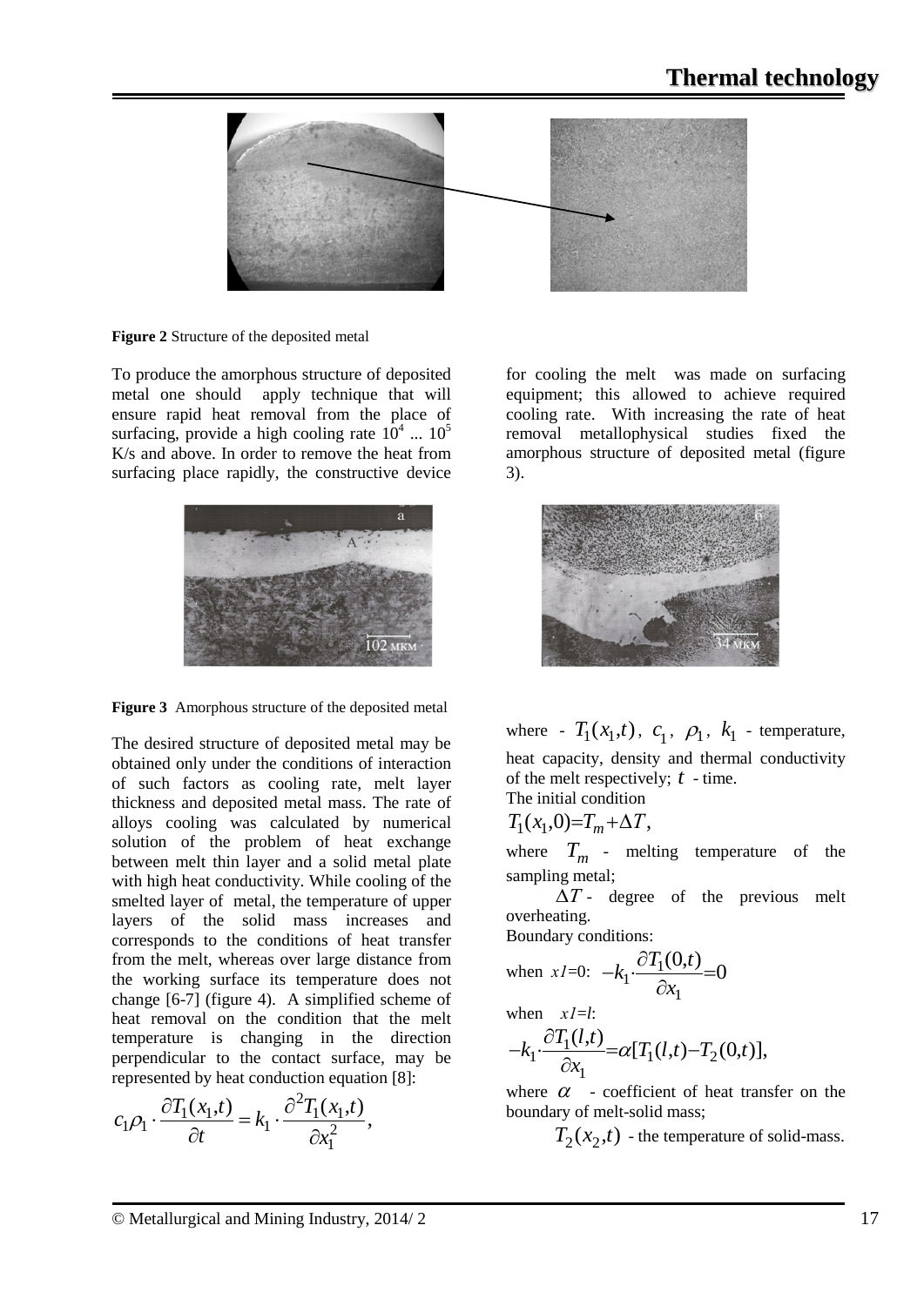**Figure 2** Structure of the deposited metal

To produce the amorphous structure of deposited metal one should apply technique that will ensure rapid heat removal from the place of surfacing, provide a high cooling rate $10^4$ ... $10^5$ K/s and above. In order to remove the heat from surfacing place rapidly, the constructive device for cooling the melt was made on surfacing equipment; this allowed to achieve required cooling rate. With increasing the rate of heat removal metallophysical studies fixed the amorphous structure of deposited metal (figure 3).

**Figure 3** Amorphous structure of the deposited metal

The desired structure of deposited metal may be obtained only under the conditions of interaction of such factors as cooling rate, melt layer thickness and deposited metal mass. The rate of alloys cooling was calculated by numerical solution of the problem of heat exchange between melt thin layer and a solid metal plate with high heat conductivity. While cooling of the smelted layer of metal, the temperature of upper layers of the solid mass increases and corresponds to the conditions of heat transfer from the melt, whereas over large distance from the working surface its temperature does not change [6-7] (figure 4). A simplified scheme of heat removal on the condition that the melt temperature is changing in the direction perpendicular to the contact surface, may be represented by heat conduction equation [8]:

$$c_1\rho_1 \cdot \frac{\partial T_1(x_1,t)}{\partial t} = k_1 \cdot \frac{\partial^2 T_1(x_1,t)}{\partial x_1^2},$$

where - $T_1(x_1,t)$, $c_1$, $\rho_1$, $k_1$ - temperature, heat capacity, density and thermal conductivity of the melt respectively; $t$ - time.

The initial condition

$$T_1(x_1,0)=T_m+\Delta T,$$

where $T_m$ - melting temperature of the sampling metal;

$\Delta T$ - degree of the previous melt overheating.

Boundary conditions:

when $x1=0$: $-k_1 \cdot \frac{\partial T_1(0,t)}{\partial x_1}=0$

when $x1=l$:

$$-k_1 \cdot \frac{\partial T_1(l,t)}{\partial x_1}=\alpha[T_1(l,t)-T_2(0,t)],$$

where $\alpha$ - coefficient of heat transfer on the boundary of melt-solid mass;

$T_2(x_2,t)$ - the temperature of solid-mass.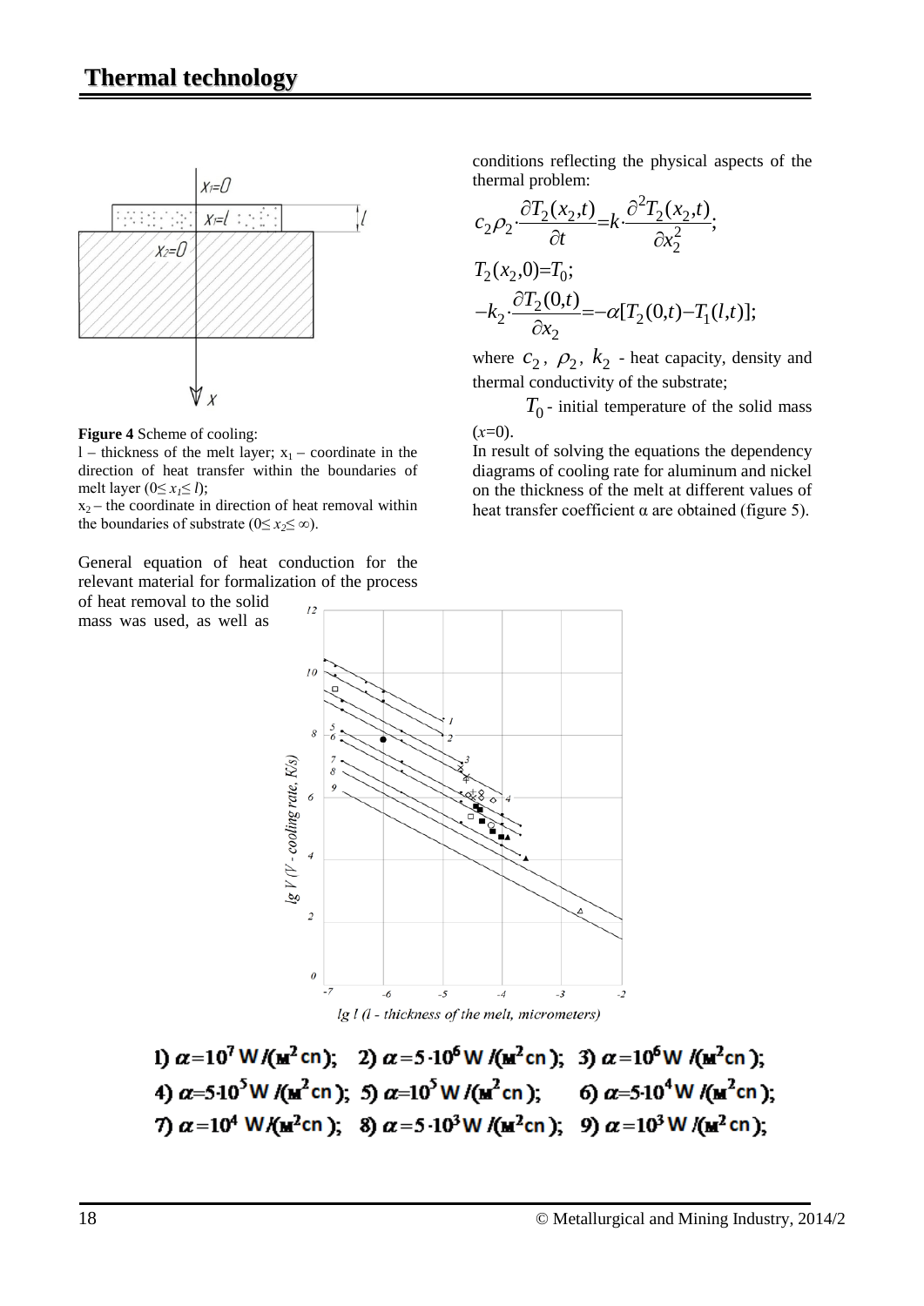**Figure 4** Scheme of cooling:
l – thickness of the melt layer; $x_1$ – coordinate in the direction of heat transfer within the boundaries of melt layer ($0 \le x_1 \le l$);
$x_2$ – the coordinate in direction of heat removal within the boundaries of substrate ($0 \le x_2 \le \infty$).

General equation of heat conduction for the relevant material for formalization of the process of heat removal to the solid mass was used, as well as conditions reflecting the physical aspects of the thermal problem:

$$c_2 \rho_2 \cdot \frac{\partial T_2(x_2,t)}{\partial t} = k \cdot \frac{\partial^2 T_2(x_2,t)}{\partial x_2^2};$$

$$T_2(x_2,0) = T_0;$$

$$-k_2 \cdot \frac{\partial T_2(0,t)}{\partial x_2} = -\alpha [T_2(0,t) - T_1(l,t)];$$

where $c_2$, $\rho_2$, $k_2$ - heat capacity, density and thermal conductivity of the substrate;

$T_0$ - initial temperature of the solid mass ($x$=0).

In result of solving the equations the dependency diagrams of cooling rate for aluminum and nickel on the thickness of the melt at different values of heat transfer coefficient α are obtained (figure 5).

1) $\alpha = 10^7$ W/(м$^2$сп); 2) $\alpha = 5 \cdot 10^6$ W/(м$^2$сп); 3) $\alpha = 10^6$ W/(м$^2$сп);
4) $\alpha = 5 \cdot 10^5$ W/(м$^2$сп); 5) $\alpha = 10^5$ W/(м$^2$сп); 6) $\alpha = 5 \cdot 10^4$ W/(м$^2$сп);
7) $\alpha = 10^4$ W/(м$^2$сп); 8) $\alpha = 5 \cdot 10^3$ W/(м$^2$сп); 9) $\alpha = 10^3$ W/(м$^2$сп);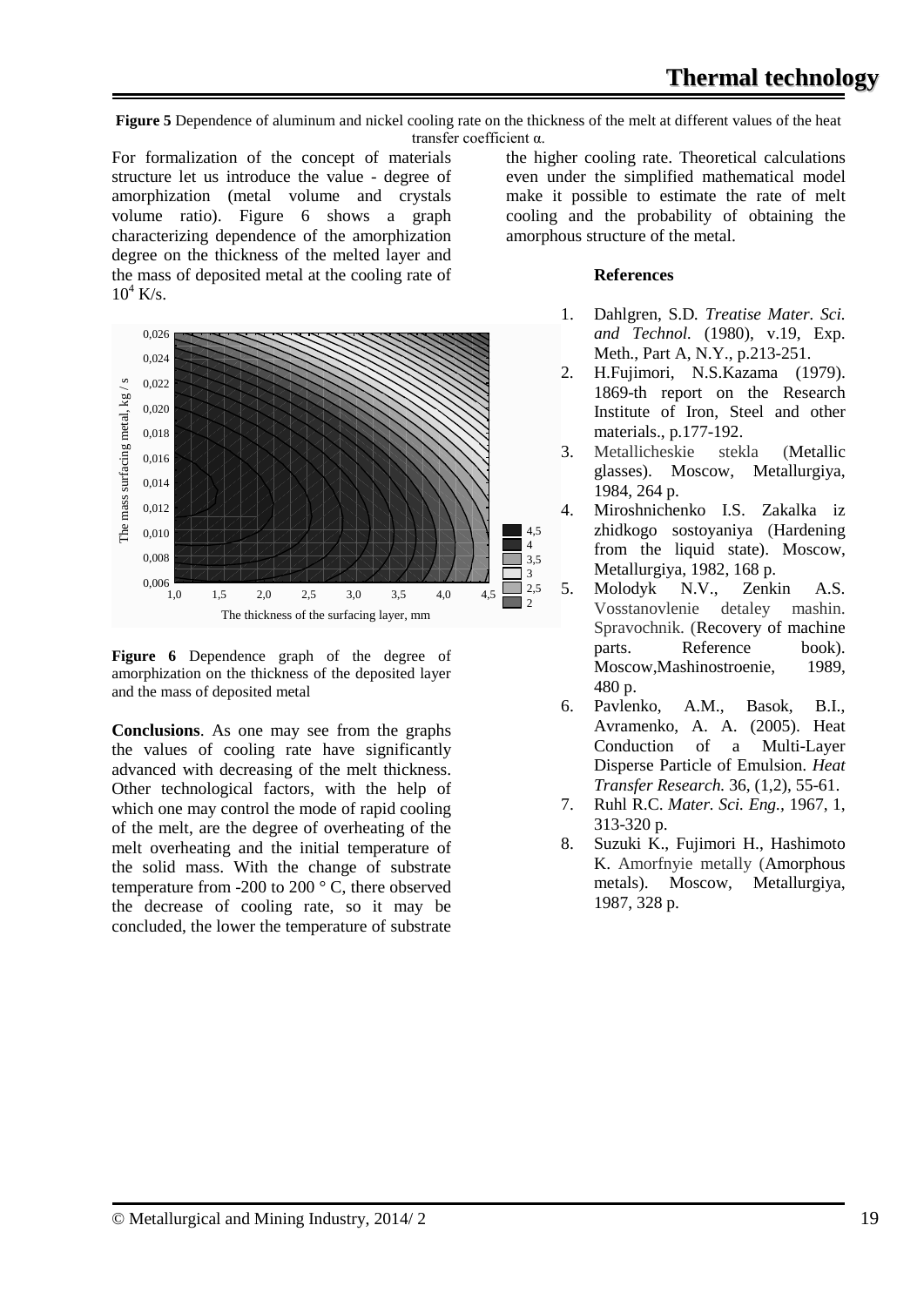**Figure 5** Dependence of aluminum and nickel cooling rate on the thickness of the melt at different values of the heat transfer coefficient α.

For formalization of the concept of materials structure let us introduce the value - degree of amorphization (metal volume and crystals volume ratio). Figure 6 shows a graph characterizing dependence of the amorphization degree on the thickness of the melted layer and the mass of deposited metal at the cooling rate of $10^4$ K/s.

The mass surfacing metal, kg / s
0,026
0,024
0,022
0,020
0,018
0,016
0,014
0,012
0,010
0,008
0,006
1,0 1,5 2,0 2,5 3,0 3,5 4,0 4,5
The thickness of the surfacing layer, mm
4,5
4
3,5
3
2,5
2

**Figure 6** Dependence graph of the degree of amorphization on the thickness of the deposited layer and the mass of deposited metal

**Conclusions**. As one may see from the graphs the values of cooling rate have significantly advanced with decreasing of the melt thickness. Other technological factors, with the help of which one may control the mode of rapid cooling of the melt, are the degree of overheating of the melt overheating and the initial temperature of the solid mass. With the change of substrate temperature from -200 to 200 ° C, there observed the decrease of cooling rate, so it may be concluded, the lower the temperature of substrate the higher cooling rate. Theoretical calculations even under the simplified mathematical model make it possible to estimate the rate of melt cooling and the probability of obtaining the amorphous structure of the metal.

### References

1. Dahlgren, S.D. *Treatise Mater. Sci. and Technol.* (1980), v.19, Exp. Meth., Part A, N.Y., p.213-251.
2. H.Fujimori, N.S.Kazama (1979). 1869-th report on the Research Institute of Iron, Steel and other materials., p.177-192.
3. Metallicheskie stekla (Metallic glasses). Moscow, Metallurgiya, 1984, 264 p.
4. Miroshnichenko I.S. Zakalka iz zhidkogo sostoyaniya (Hardening from the liquid state). Moscow, Metallurgiya, 1982, 168 p.
5. Molodyk N.V., Zenkin A.S. Vosstanovlenie detaley mashin. Spravochnik. (Recovery of machine parts. Reference book). Moscow,Mashinostroenie, 1989, 480 p.
6. Pavlenko, A.M., Basok, B.I., Avramenko, A. A. (2005). Heat Conduction of a Multi-Layer Disperse Particle of Emulsion. *Heat Transfer Research.* 36, (1,2), 55-61.
7. Ruhl R.C. *Mater. Sci. Eng.,* 1967, 1, 313-320 p.
8. Suzuki K., Fujimori H., Hashimoto K. Amorfnyie metally (Amorphous metals). Moscow, Metallurgiya, 1987, 328 p.